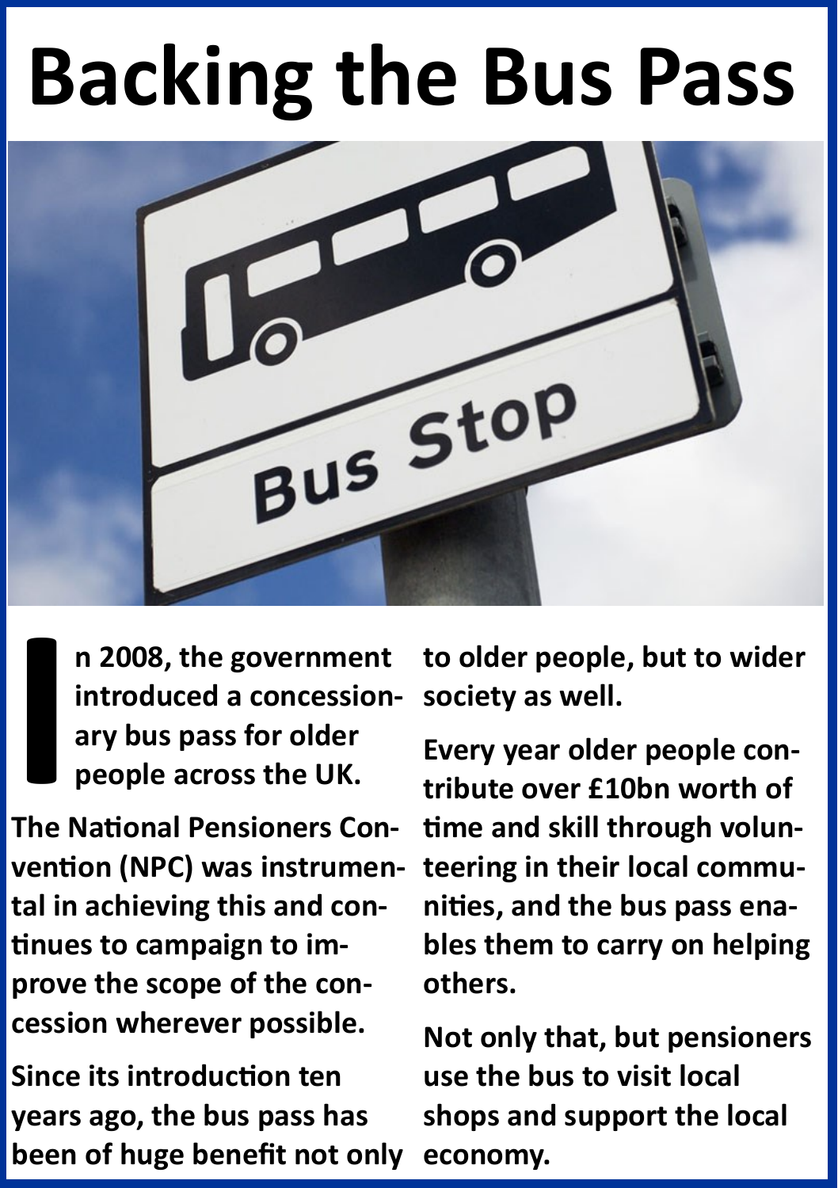# Backing the Bus Pass

**In 2008, the government introduced a concessionary bus pass for older people across the UK.**

**The National Pensioners Convention (NPC) was instrumental in achieving this and continues to campaign to improve the scope of the concession wherever possible.**

**Since its introduction ten years ago, the bus pass has been of huge benefit not only to older people, but to wider society as well.**

**Every year older people contribute over £10bn worth of time and skill through volunteering in their local communities, and the bus pass enables them to carry on helping others.**

**Not only that, but pensioners use the bus to visit local shops and support the local economy.**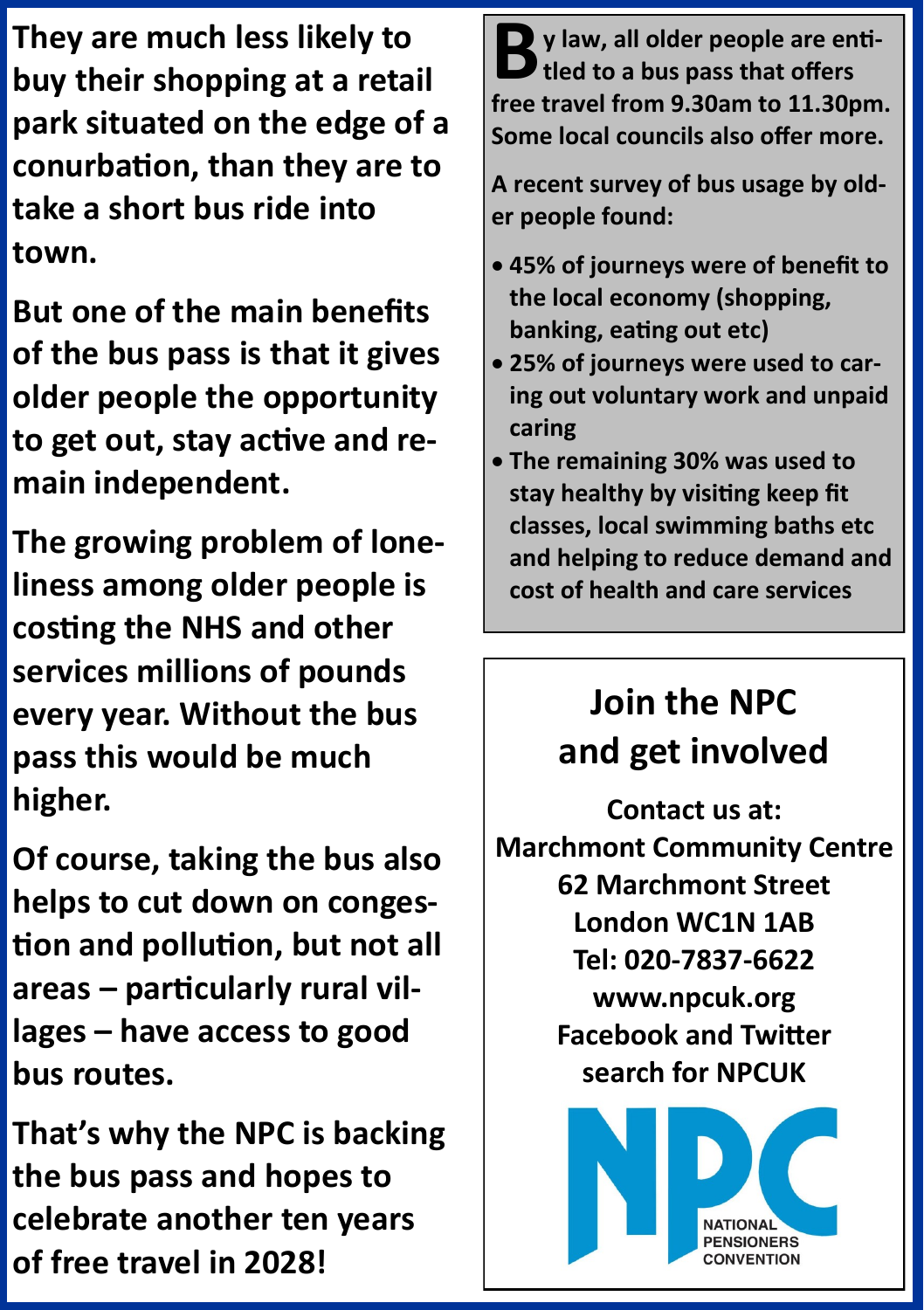**They are much less likely to buy their shopping at a retail park situated on the edge of a conurbation, than they are to take a short bus ride into town.**

**But one of the main benefits of the bus pass is that it gives older people the opportunity to get out, stay active and remain independent.**

**The growing problem of loneliness among older people is costing the NHS and other services millions of pounds every year. Without the bus pass this would be much higher.**

**Of course, taking the bus also helps to cut down on congestion and pollution, but not all areas – particularly rural villages – have access to good bus routes.**

**That's why the NPC is backing the bus pass and hopes to celebrate another ten years of free travel in 2028!**

**By law, all older people are entitled to a bus pass that offers free travel from 9.30am to 11.30pm. Some local councils also offer more.**

**A recent survey of bus usage by older people found:**

- **45% of journeys were of benefit to the local economy (shopping, banking, eating out etc)**
- **25% of journeys were used to caring out voluntary work and unpaid caring**
- **The remaining 30% was used to stay healthy by visiting keep fit classes, local swimming baths etc and helping to reduce demand and cost of health and care services**

## Join the NPC and get involved

**Contact us at:**
**Marchmont Community Centre**
**62 Marchmont Street**
**London WC1N 1AB**
**Tel: 020-7837-6622**
**www.npcuk.org**
**Facebook and Twitter search for NPCUK**

NPC
NATIONAL PENSIONERS CONVENTION